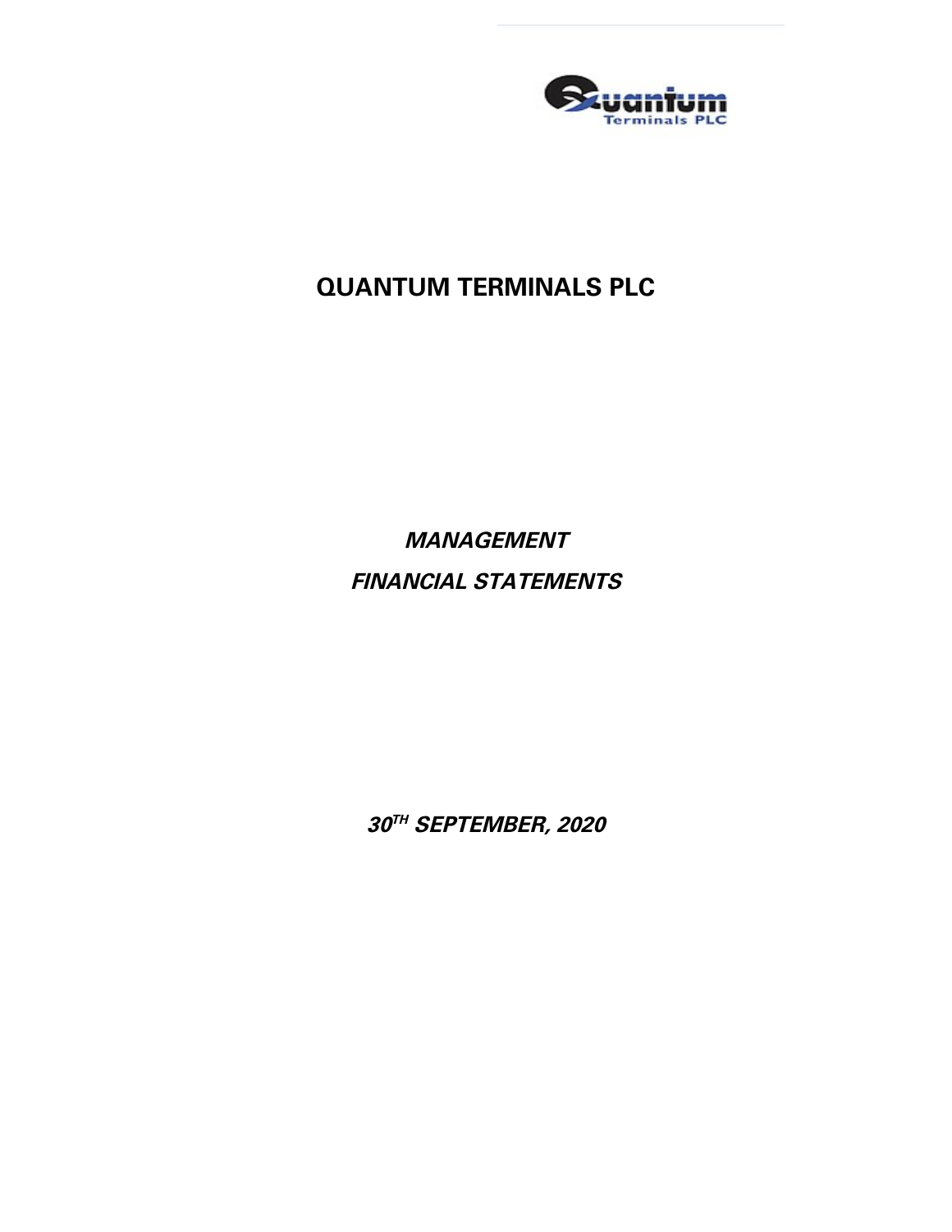# QUANTUM TERMINALS PLC

***MANAGEMENT***

***FINANCIAL STATEMENTS***

***30TH SEPTEMBER, 2020***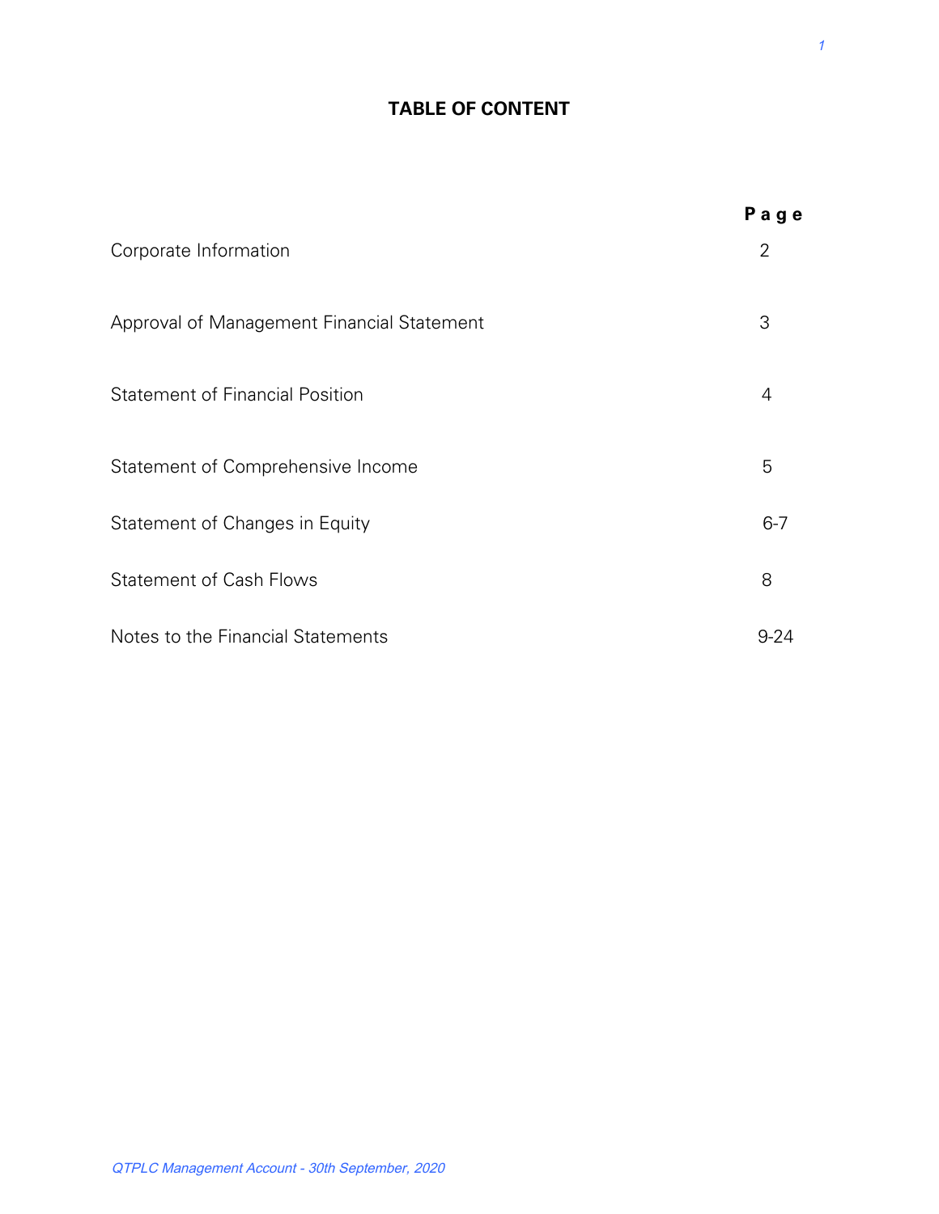# TABLE OF CONTENT

| | Page |
|---|---|
| Corporate Information | 2 |
| Approval of Management Financial Statement | 3 |
| Statement of Financial Position | 4 |
| Statement of Comprehensive Income | 5 |
| Statement of Changes in Equity | 6-7 |
| Statement of Cash Flows | 8 |
| Notes to the Financial Statements | 9-24 |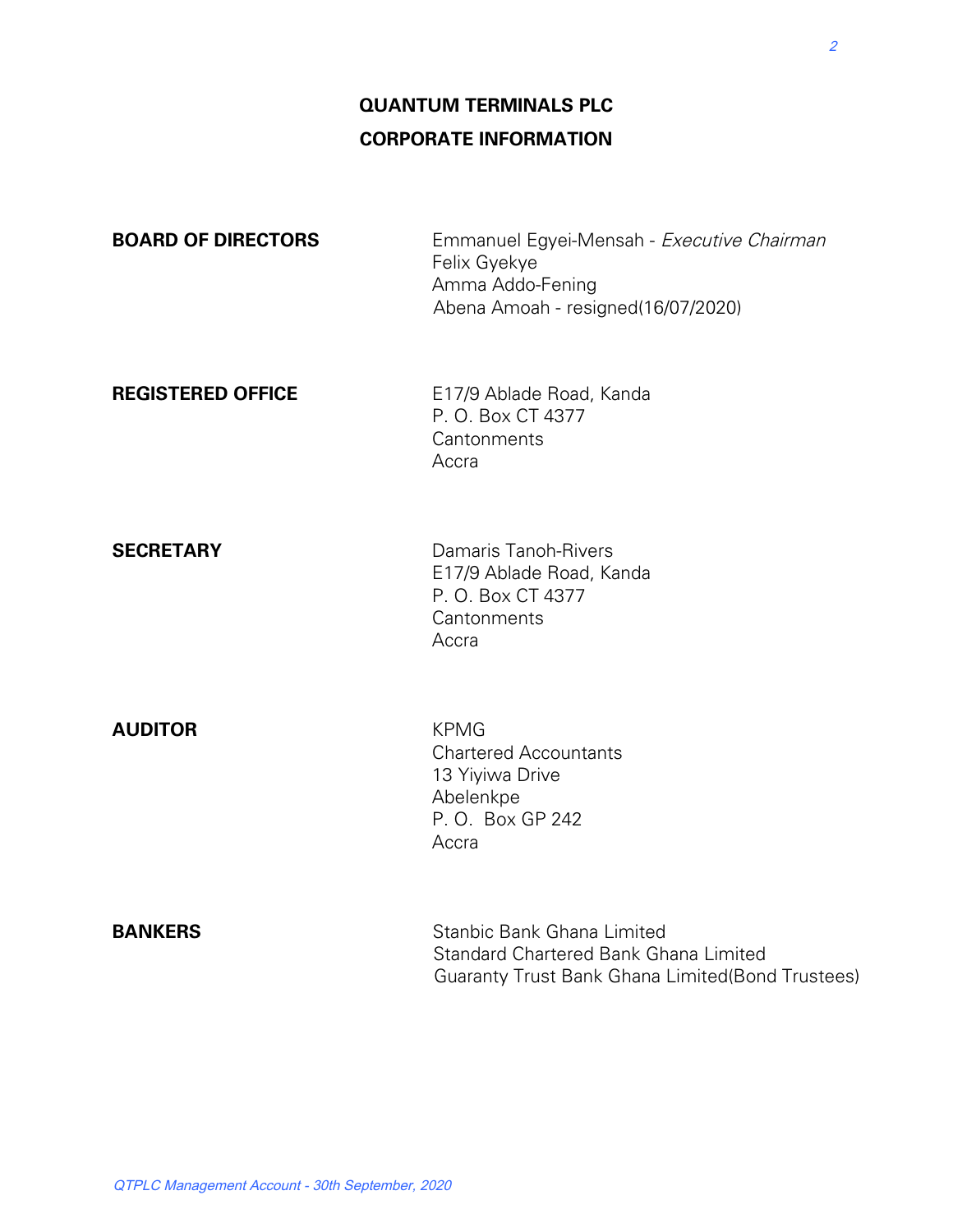# QUANTUM TERMINALS PLC

## CORPORATE INFORMATION

| | |
|---|---|
| **BOARD OF DIRECTORS** | Emmanuel Egyei-Mensah - *Executive Chairman*<br>Felix Gyekye<br>Amma Addo-Fening<br>Abena Amoah - resigned(16/07/2020) |
| **REGISTERED OFFICE** | E17/9 Ablade Road, Kanda<br>P. O. Box CT 4377<br>Cantonments<br>Accra |
| **SECRETARY** | Damaris Tanoh-Rivers<br>E17/9 Ablade Road, Kanda<br>P. O. Box CT 4377<br>Cantonments<br>Accra |
| **AUDITOR** | KPMG<br>Chartered Accountants<br>13 Yiyiwa Drive<br>Abelenkpe<br>P. O. Box GP 242<br>Accra |
| **BANKERS** | Stanbic Bank Ghana Limited<br>Standard Chartered Bank Ghana Limited<br>Guaranty Trust Bank Ghana Limited(Bond Trustees) |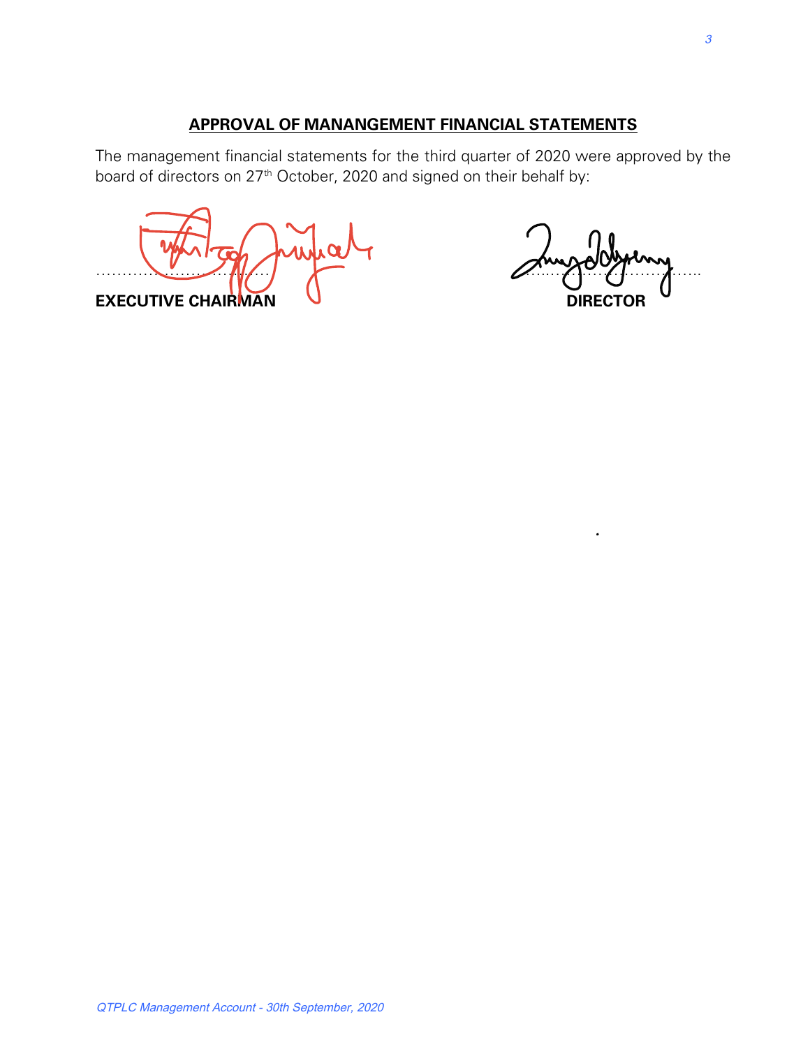## APPROVAL OF MANANGEMENT FINANCIAL STATEMENTS

The management financial statements for the third quarter of 2020 were approved by the board of directors on 27th October, 2020 and signed on their behalf by:

| ………………………………… | ………………………………… |
|---|---|
| **EXECUTIVE CHAIRMAN** | **DIRECTOR** |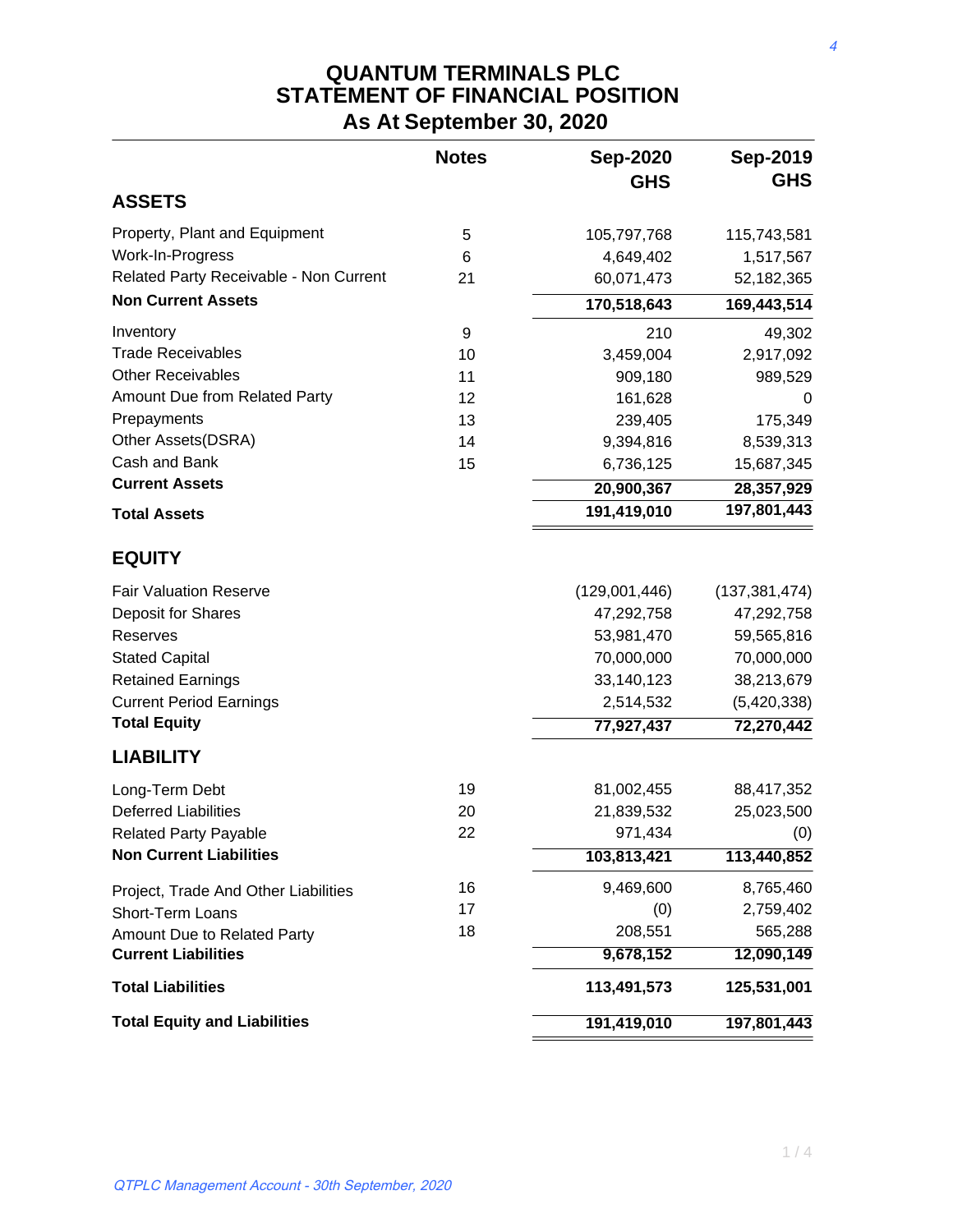# QUANTUM TERMINALS PLC
## STATEMENT OF FINANCIAL POSITION
### As At September 30, 2020

| | Notes | Sep-2020 GHS | Sep-2019 GHS |
|---|---|---|---|
| **ASSETS** | | | |
| Property, Plant and Equipment | 5 | 105,797,768 | 115,743,581 |
| Work-In-Progress | 6 | 4,649,402 | 1,517,567 |
| Related Party Receivable - Non Current | 21 | 60,071,473 | 52,182,365 |
| **Non Current Assets** | | **170,518,643** | **169,443,514** |
| Inventory | 9 | 210 | 49,302 |
| Trade Receivables | 10 | 3,459,004 | 2,917,092 |
| Other Receivables | 11 | 909,180 | 989,529 |
| Amount Due from Related Party | 12 | 161,628 | 0 |
| Prepayments | 13 | 239,405 | 175,349 |
| Other Assets(DSRA) | 14 | 9,394,816 | 8,539,313 |
| Cash and Bank | 15 | 6,736,125 | 15,687,345 |
| **Current Assets** | | **20,900,367** | **28,357,929** |
| **Total Assets** | | **191,419,010** | **197,801,443** |
| **EQUITY** | | | |
| Fair Valuation Reserve | | (129,001,446) | (137,381,474) |
| Deposit for Shares | | 47,292,758 | 47,292,758 |
| Reserves | | 53,981,470 | 59,565,816 |
| Stated Capital | | 70,000,000 | 70,000,000 |
| Retained Earnings | | 33,140,123 | 38,213,679 |
| Current Period Earnings | | 2,514,532 | (5,420,338) |
| **Total Equity** | | **77,927,437** | **72,270,442** |
| **LIABILITY** | | | |
| Long-Term Debt | 19 | 81,002,455 | 88,417,352 |
| Deferred Liabilities | 20 | 21,839,532 | 25,023,500 |
| Related Party Payable | 22 | 971,434 | (0) |
| **Non Current Liabilities** | | **103,813,421** | **113,440,852** |
| Project, Trade And Other Liabilities | 16 | 9,469,600 | 8,765,460 |
| Short-Term Loans | 17 | (0) | 2,759,402 |
| Amount Due to Related Party | 18 | 208,551 | 565,288 |
| **Current Liabilities** | | **9,678,152** | **12,090,149** |
| **Total Liabilities** | | **113,491,573** | **125,531,001** |
| **Total Equity and Liabilities** | | **191,419,010** | **197,801,443** |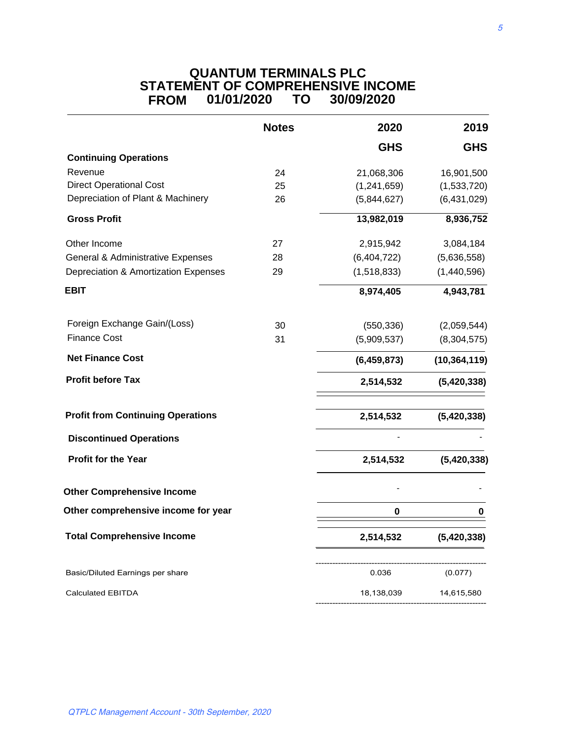# QUANTUM TERMINALS PLC
## STATEMENT OF COMPREHENSIVE INCOME
## FROM 01/01/2020 TO 30/09/2020

| | Notes | 2020 | 2019 |
|---|---|---|---|
| | | **GHS** | **GHS** |
| **Continuing Operations** | | | |
| Revenue | 24 | 21,068,306 | 16,901,500 |
| Direct Operational Cost | 25 | (1,241,659) | (1,533,720) |
| Depreciation of Plant & Machinery | 26 | (5,844,627) | (6,431,029) |
| **Gross Profit** | | **13,982,019** | **8,936,752** |
| Other Income | 27 | 2,915,942 | 3,084,184 |
| General & Administrative Expenses | 28 | (6,404,722) | (5,636,558) |
| Depreciation & Amortization Expenses | 29 | (1,518,833) | (1,440,596) |
| **EBIT** | | **8,974,405** | **4,943,781** |
| Foreign Exchange Gain/(Loss) | 30 | (550,336) | (2,059,544) |
| Finance Cost | 31 | (5,909,537) | (8,304,575) |
| **Net Finance Cost** | | **(6,459,873)** | **(10,364,119)** |
| **Profit before Tax** | | **2,514,532** | **(5,420,338)** |
| **Profit from Continuing Operations** | | **2,514,532** | **(5,420,338)** |
| **Discontinued Operations** | | - | - |
| **Profit for the Year** | | **2,514,532** | **(5,420,338)** |
| **Other Comprehensive Income** | | - | - |
| **Other comprehensive income for year** | | **0** | **0** |
| **Total Comprehensive Income** | | **2,514,532** | **(5,420,338)** |
| Basic/Diluted Earnings per share | | 0.036 | (0.077) |
| Calculated EBITDA | | 18,138,039 | 14,615,580 |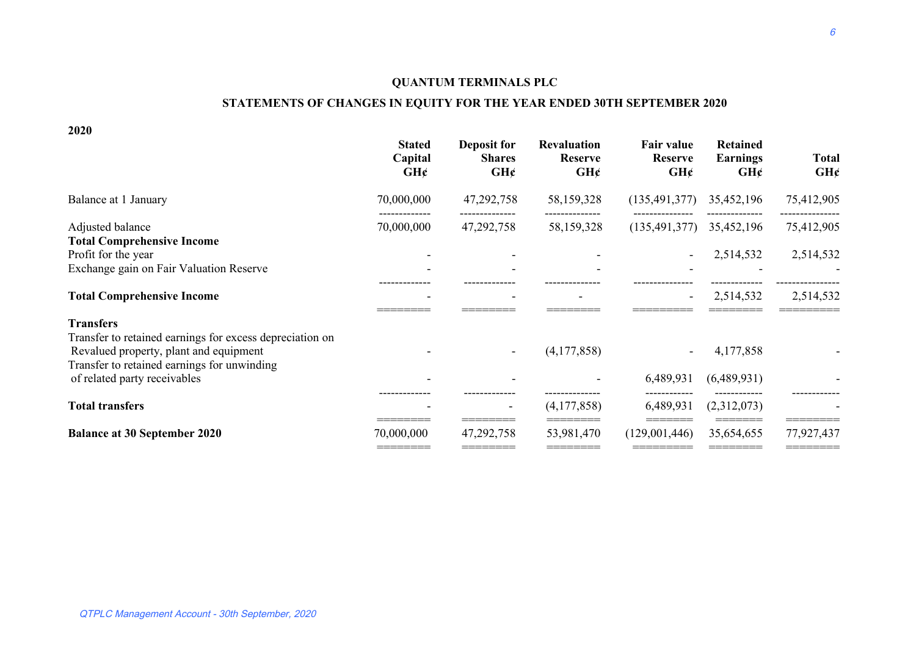# QUANTUM TERMINALS PLC

## STATEMENTS OF CHANGES IN EQUITY FOR THE YEAR ENDED 30TH SEPTEMBER 2020

**2020**

| | Stated Capital GH¢ | Deposit for Shares GH¢ | Revaluation Reserve GH¢ | Fair value Reserve GH¢ | Retained Earnings GH¢ | Total GH¢ |
|---|---|---|---|---|---|---|
| Balance at 1 January | 70,000,000 | 47,292,758 | 58,159,328 | (135,491,377) | 35,452,196 | 75,412,905 |
| Adjusted balance | 70,000,000 | 47,292,758 | 58,159,328 | (135,491,377) | 35,452,196 | 75,412,905 |
| **Total Comprehensive Income** | | | | | | |
| Profit for the year | - | - | - | - | 2,514,532 | 2,514,532 |
| Exchange gain on Fair Valuation Reserve | - | - | - | - | - | - |
| **Total Comprehensive Income** | - | - | - | - | 2,514,532 | 2,514,532 |
| **Transfers** | | | | | | |
| Transfer to retained earnings for excess depreciation on Revalued property, plant and equipment | - | - | (4,177,858) | - | 4,177,858 | - |
| Transfer to retained earnings for unwinding of related party receivables | - | - | - | 6,489,931 | (6,489,931) | - |
| **Total transfers** | - | - | (4,177,858) | 6,489,931 | (2,312,073) | - |
| **Balance at 30 September 2020** | 70,000,000 | 47,292,758 | 53,981,470 | (129,001,446) | 35,654,655 | 77,927,437 |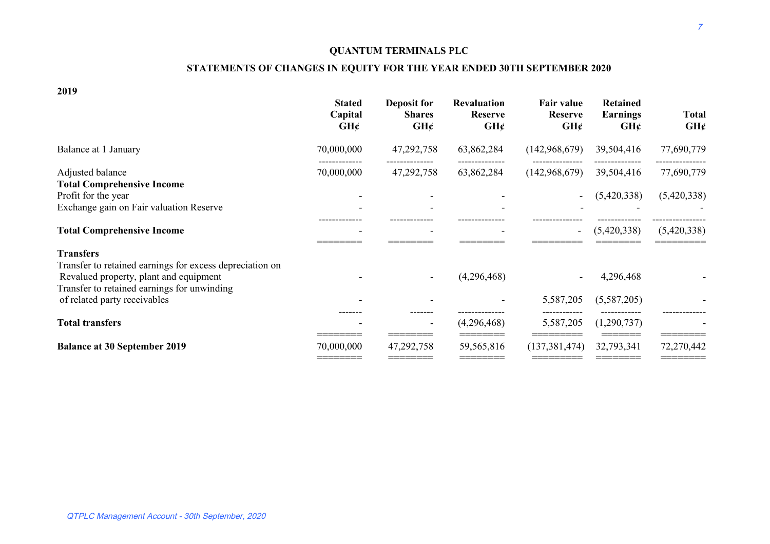# QUANTUM TERMINALS PLC

## STATEMENTS OF CHANGES IN EQUITY FOR THE YEAR ENDED 30TH SEPTEMBER 2020

**2019**

| | Stated Capital GH¢ | Deposit for Shares GH¢ | Revaluation Reserve GH¢ | Fair value Reserve GH¢ | Retained Earnings GH¢ | Total GH¢ |
|---|---|---|---|---|---|---|
| Balance at 1 January | 70,000,000 | 47,292,758 | 63,862,284 | (142,968,679) | 39,504,416 | 77,690,779 |
| Adjusted balance | 70,000,000 | 47,292,758 | 63,862,284 | (142,968,679) | 39,504,416 | 77,690,779 |
| **Total Comprehensive Income** | | | | | | |
| Profit for the year | - | - | - | - | (5,420,338) | (5,420,338) |
| Exchange gain on Fair valuation Reserve | - | - | - | - | - | - |
| **Total Comprehensive Income** | - | - | - | - | (5,420,338) | (5,420,338) |
| **Transfers** | | | | | | |
| Transfer to retained earnings for excess depreciation on Revalued property, plant and equipment | - | - | (4,296,468) | - | 4,296,468 | - |
| Transfer to retained earnings for unwinding of related party receivables | - | - | - | 5,587,205 | (5,587,205) | - |
| **Total transfers** | - | - | (4,296,468) | 5,587,205 | (1,290,737) | - |
| **Balance at 30 September 2019** | 70,000,000 | 47,292,758 | 59,565,816 | (137,381,474) | 32,793,341 | 72,270,442 |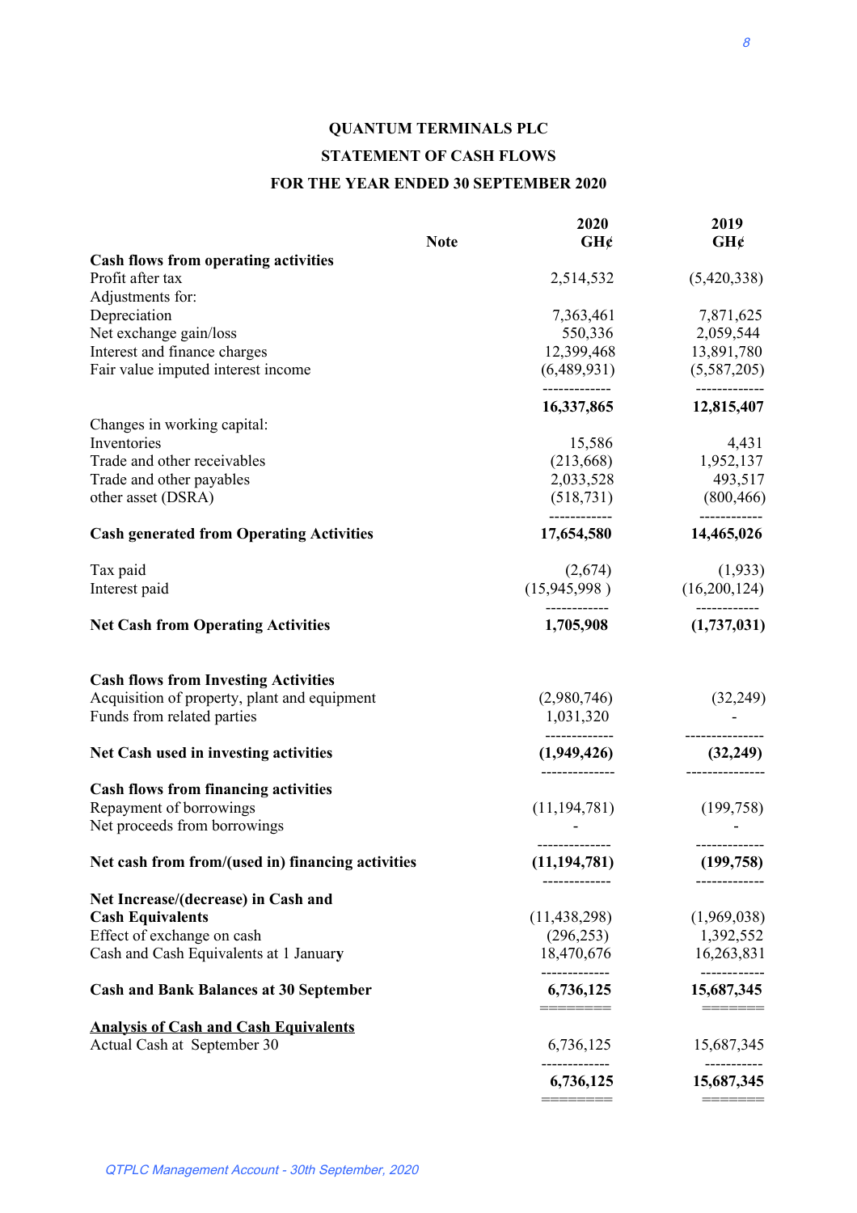# QUANTUM TERMINALS PLC

## STATEMENT OF CASH FLOWS

### FOR THE YEAR ENDED 30 SEPTEMBER 2020

| | Note | 2020 GH¢ | 2019 GH¢ |
|---|---|---|---|
| **Cash flows from operating activities** | | | |
| Profit after tax | | 2,514,532 | (5,420,338) |
| Adjustments for: | | | |
| Depreciation | | 7,363,461 | 7,871,625 |
| Net exchange gain/loss | | 550,336 | 2,059,544 |
| Interest and finance charges | | 12,399,468 | 13,891,780 |
| Fair value imputed interest income | | (6,489,931) | (5,587,205) |
| | | **16,337,865** | **12,815,407** |
| Changes in working capital: | | | |
| Inventories | | 15,586 | 4,431 |
| Trade and other receivables | | (213,668) | 1,952,137 |
| Trade and other payables | | 2,033,528 | 493,517 |
| other asset (DSRA) | | (518,731) | (800,466) |
| **Cash generated from Operating Activities** | | **17,654,580** | **14,465,026** |
| Tax paid | | (2,674) | (1,933) |
| Interest paid | | (15,945,998 ) | (16,200,124) |
| **Net Cash from Operating Activities** | | **1,705,908** | **(1,737,031)** |
| **Cash flows from Investing Activities** | | | |
| Acquisition of property, plant and equipment | | (2,980,746) | (32,249) |
| Funds from related parties | | 1,031,320 | - |
| **Net Cash used in investing activities** | | **(1,949,426)** | **(32,249)** |
| **Cash flows from financing activities** | | | |
| Repayment of borrowings | | (11,194,781) | (199,758) |
| Net proceeds from borrowings | | - | - |
| **Net cash from from/(used in) financing activities** | | **(11,194,781)** | **(199,758)** |
| **Net Increase/(decrease) in Cash and Cash Equivalents** | | (11,438,298) | (1,969,038) |
| Effect of exchange on cash | | (296,253) | 1,392,552 |
| Cash and Cash Equivalents at 1 January | | 18,470,676 | 16,263,831 |
| **Cash and Bank Balances at 30 September** | | **6,736,125** | **15,687,345** |
| **Analysis of Cash and Cash Equivalents** | | | |
| Actual Cash at September 30 | | 6,736,125 | 15,687,345 |
| | | **6,736,125** | **15,687,345** |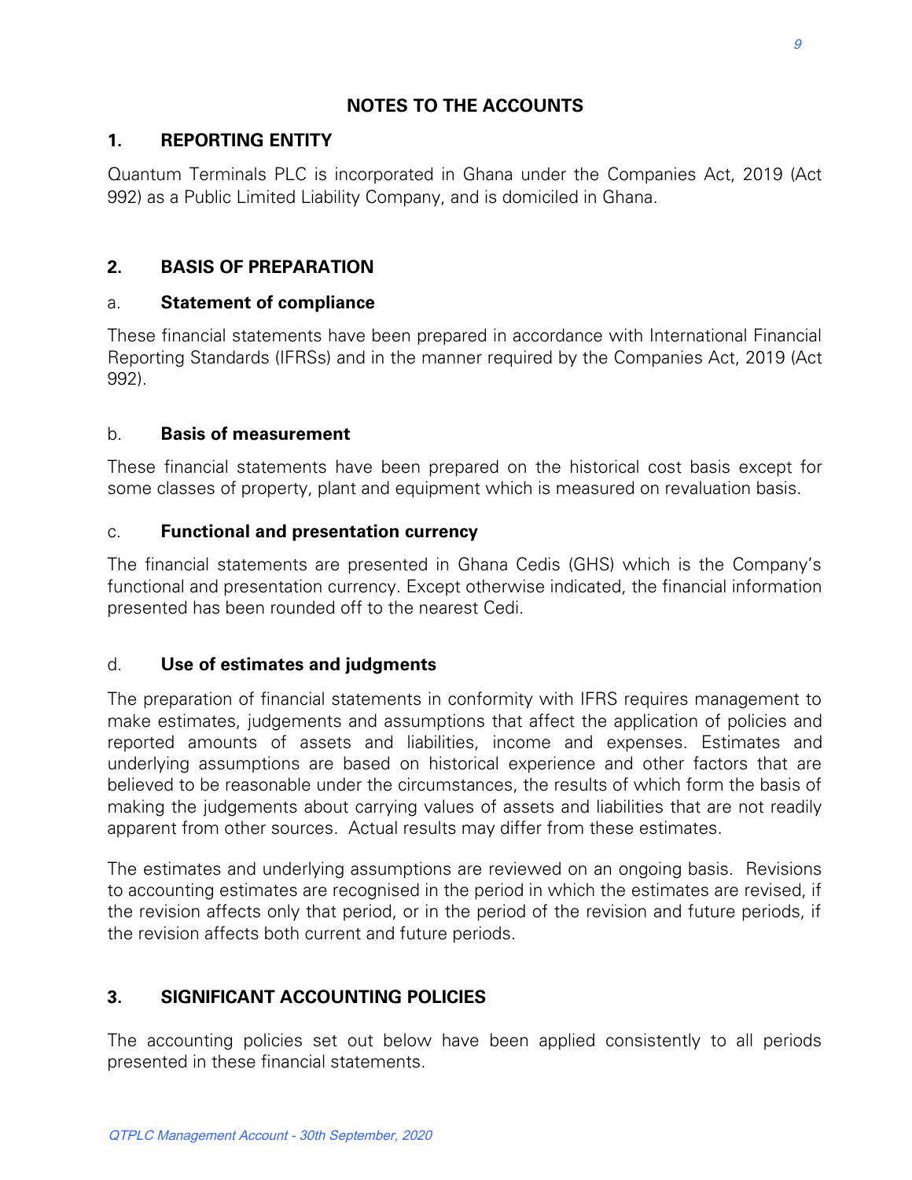## NOTES TO THE ACCOUNTS

### 1. REPORTING ENTITY

Quantum Terminals PLC is incorporated in Ghana under the Companies Act, 2019 (Act 992) as a Public Limited Liability Company, and is domiciled in Ghana.

### 2. BASIS OF PREPARATION

#### a. Statement of compliance

These financial statements have been prepared in accordance with International Financial Reporting Standards (IFRSs) and in the manner required by the Companies Act, 2019 (Act 992).

#### b. Basis of measurement

These financial statements have been prepared on the historical cost basis except for some classes of property, plant and equipment which is measured on revaluation basis.

#### c. Functional and presentation currency

The financial statements are presented in Ghana Cedis (GHS) which is the Company's functional and presentation currency. Except otherwise indicated, the financial information presented has been rounded off to the nearest Cedi.

#### d. Use of estimates and judgments

The preparation of financial statements in conformity with IFRS requires management to make estimates, judgements and assumptions that affect the application of policies and reported amounts of assets and liabilities, income and expenses. Estimates and underlying assumptions are based on historical experience and other factors that are believed to be reasonable under the circumstances, the results of which form the basis of making the judgements about carrying values of assets and liabilities that are not readily apparent from other sources. Actual results may differ from these estimates.

The estimates and underlying assumptions are reviewed on an ongoing basis. Revisions to accounting estimates are recognised in the period in which the estimates are revised, if the revision affects only that period, or in the period of the revision and future periods, if the revision affects both current and future periods.

### 3. SIGNIFICANT ACCOUNTING POLICIES

The accounting policies set out below have been applied consistently to all periods presented in these financial statements.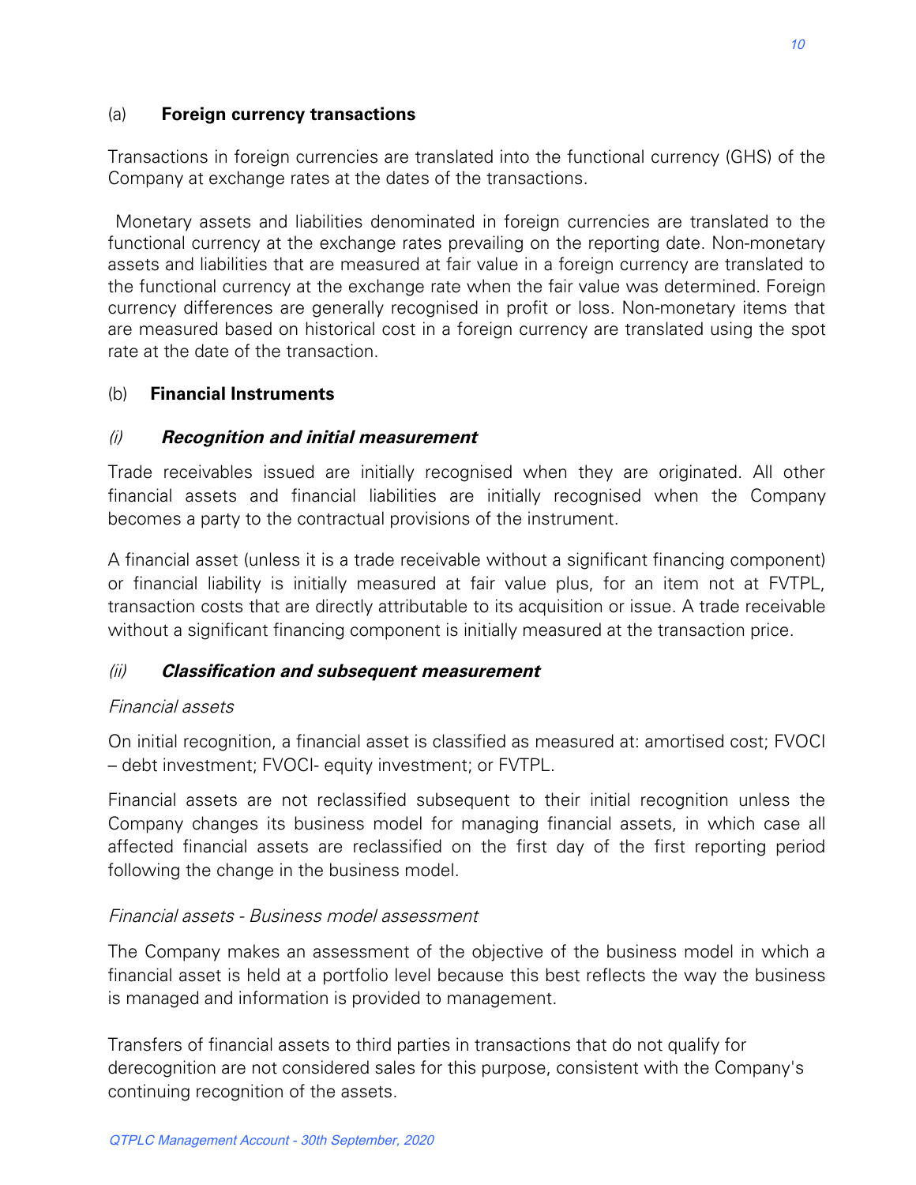(a) **Foreign currency transactions**

Transactions in foreign currencies are translated into the functional currency (GHS) of the Company at exchange rates at the dates of the transactions.

Monetary assets and liabilities denominated in foreign currencies are translated to the functional currency at the exchange rates prevailing on the reporting date. Non-monetary assets and liabilities that are measured at fair value in a foreign currency are translated to the functional currency at the exchange rate when the fair value was determined. Foreign currency differences are generally recognised in profit or loss. Non-monetary items that are measured based on historical cost in a foreign currency are translated using the spot rate at the date of the transaction.

(b) **Financial Instruments**

*(i)* ***Recognition and initial measurement***

Trade receivables issued are initially recognised when they are originated. All other financial assets and financial liabilities are initially recognised when the Company becomes a party to the contractual provisions of the instrument.

A financial asset (unless it is a trade receivable without a significant financing component) or financial liability is initially measured at fair value plus, for an item not at FVTPL, transaction costs that are directly attributable to its acquisition or issue. A trade receivable without a significant financing component is initially measured at the transaction price.

*(ii)* ***Classification and subsequent measurement***

*Financial assets*

On initial recognition, a financial asset is classified as measured at: amortised cost; FVOCI – debt investment; FVOCI- equity investment; or FVTPL.

Financial assets are not reclassified subsequent to their initial recognition unless the Company changes its business model for managing financial assets, in which case all affected financial assets are reclassified on the first day of the first reporting period following the change in the business model.

*Financial assets - Business model assessment*

The Company makes an assessment of the objective of the business model in which a financial asset is held at a portfolio level because this best reflects the way the business is managed and information is provided to management.

Transfers of financial assets to third parties in transactions that do not qualify for derecognition are not considered sales for this purpose, consistent with the Company's continuing recognition of the assets.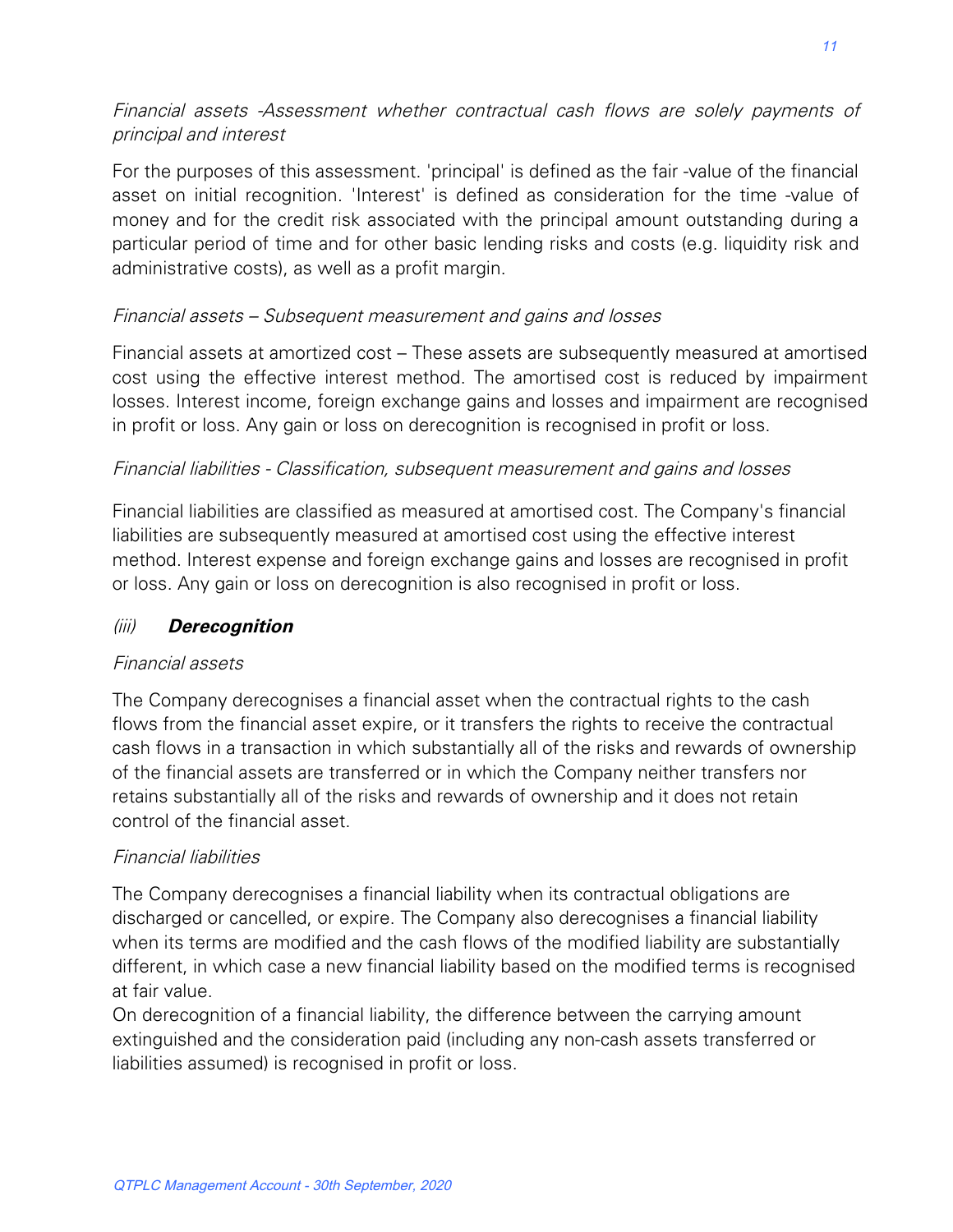*Financial assets -Assessment whether contractual cash flows are solely payments of principal and interest*

For the purposes of this assessment. 'principal' is defined as the fair -value of the financial asset on initial recognition. 'Interest' is defined as consideration for the time -value of money and for the credit risk associated with the principal amount outstanding during a particular period of time and for other basic lending risks and costs (e.g. liquidity risk and administrative costs), as well as a profit margin.

*Financial assets – Subsequent measurement and gains and losses*

Financial assets at amortized cost – These assets are subsequently measured at amortised cost using the effective interest method. The amortised cost is reduced by impairment losses. Interest income, foreign exchange gains and losses and impairment are recognised in profit or loss. Any gain or loss on derecognition is recognised in profit or loss.

*Financial liabilities - Classification, subsequent measurement and gains and losses*

Financial liabilities are classified as measured at amortised cost. The Company's financial liabilities are subsequently measured at amortised cost using the effective interest method. Interest expense and foreign exchange gains and losses are recognised in profit or loss. Any gain or loss on derecognition is also recognised in profit or loss.

### *(iii)* ***Derecognition***

*Financial assets*

The Company derecognises a financial asset when the contractual rights to the cash flows from the financial asset expire, or it transfers the rights to receive the contractual cash flows in a transaction in which substantially all of the risks and rewards of ownership of the financial assets are transferred or in which the Company neither transfers nor retains substantially all of the risks and rewards of ownership and it does not retain control of the financial asset.

*Financial liabilities*

The Company derecognises a financial liability when its contractual obligations are discharged or cancelled, or expire. The Company also derecognises a financial liability when its terms are modified and the cash flows of the modified liability are substantially different, in which case a new financial liability based on the modified terms is recognised at fair value.
On derecognition of a financial liability, the difference between the carrying amount extinguished and the consideration paid (including any non-cash assets transferred or liabilities assumed) is recognised in profit or loss.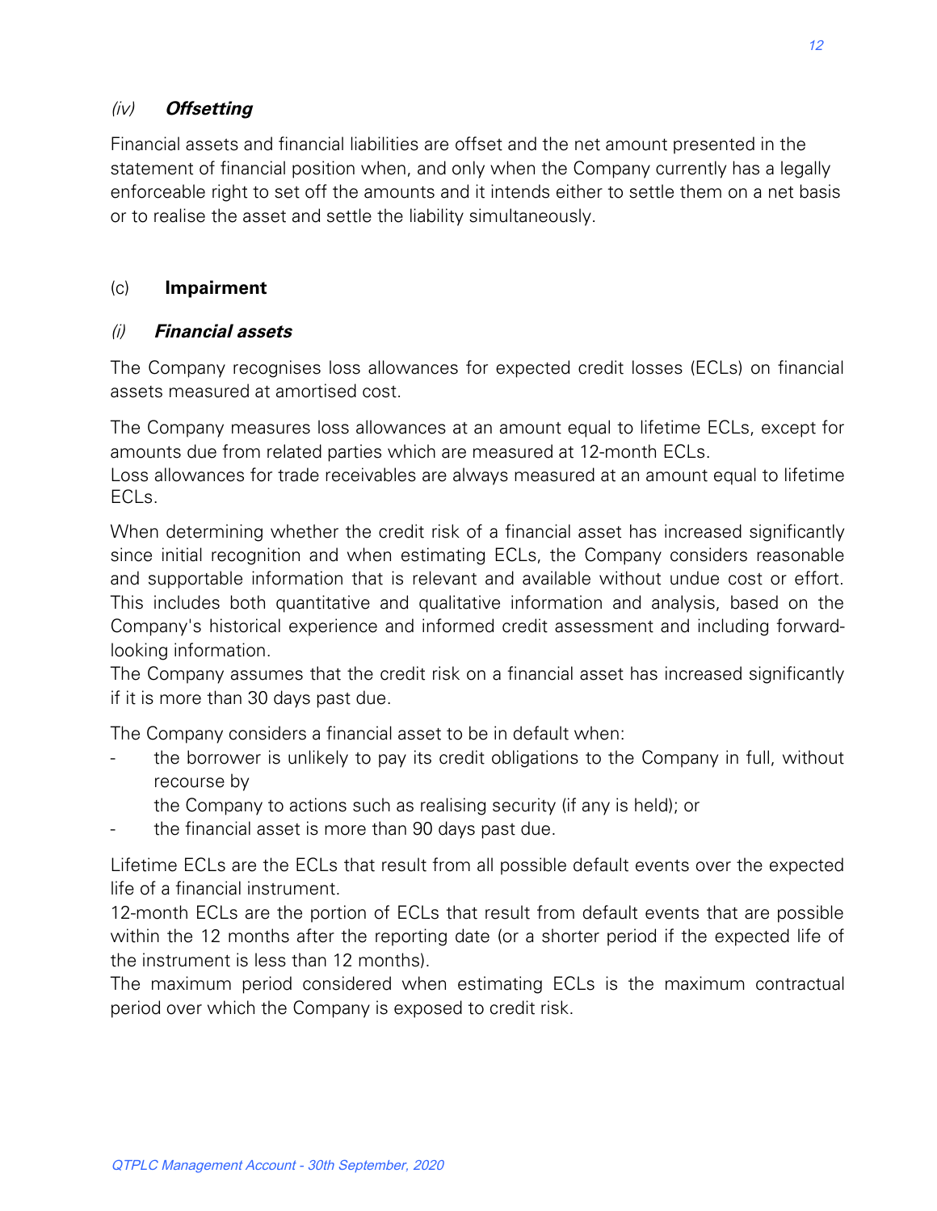### *(iv)* ***Offsetting***

Financial assets and financial liabilities are offset and the net amount presented in the statement of financial position when, and only when the Company currently has a legally enforceable right to set off the amounts and it intends either to settle them on a net basis or to realise the asset and settle the liability simultaneously.

## (c) **Impairment**

### *(i)* ***Financial assets***

The Company recognises loss allowances for expected credit losses (ECLs) on financial assets measured at amortised cost.

The Company measures loss allowances at an amount equal to lifetime ECLs, except for amounts due from related parties which are measured at 12-month ECLs.
Loss allowances for trade receivables are always measured at an amount equal to lifetime ECLs.

When determining whether the credit risk of a financial asset has increased significantly since initial recognition and when estimating ECLs, the Company considers reasonable and supportable information that is relevant and available without undue cost or effort. This includes both quantitative and qualitative information and analysis, based on the Company's historical experience and informed credit assessment and including forward-looking information.
The Company assumes that the credit risk on a financial asset has increased significantly if it is more than 30 days past due.

The Company considers a financial asset to be in default when:

- the borrower is unlikely to pay its credit obligations to the Company in full, without recourse by
  the Company to actions such as realising security (if any is held); or
- the financial asset is more than 90 days past due.

Lifetime ECLs are the ECLs that result from all possible default events over the expected life of a financial instrument.
12-month ECLs are the portion of ECLs that result from default events that are possible within the 12 months after the reporting date (or a shorter period if the expected life of the instrument is less than 12 months).
The maximum period considered when estimating ECLs is the maximum contractual period over which the Company is exposed to credit risk.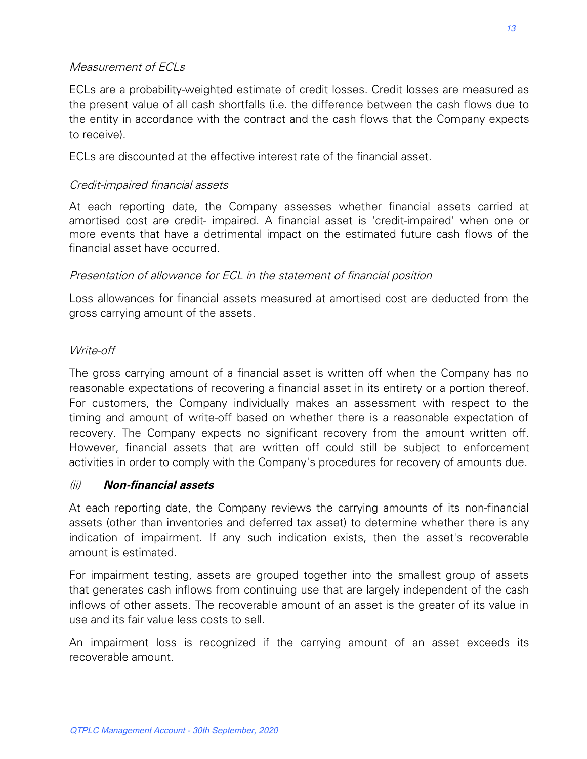*Measurement of ECLs*

ECLs are a probability-weighted estimate of credit losses. Credit losses are measured as the present value of all cash shortfalls (i.e. the difference between the cash flows due to the entity in accordance with the contract and the cash flows that the Company expects to receive).

ECLs are discounted at the effective interest rate of the financial asset.

*Credit-impaired financial assets*

At each reporting date, the Company assesses whether financial assets carried at amortised cost are credit- impaired. A financial asset is 'credit-impaired' when one or more events that have a detrimental impact on the estimated future cash flows of the financial asset have occurred.

*Presentation of allowance for ECL in the statement of financial position*

Loss allowances for financial assets measured at amortised cost are deducted from the gross carrying amount of the assets.

*Write-off*

The gross carrying amount of a financial asset is written off when the Company has no reasonable expectations of recovering a financial asset in its entirety or a portion thereof. For customers, the Company individually makes an assessment with respect to the timing and amount of write-off based on whether there is a reasonable expectation of recovery. The Company expects no significant recovery from the amount written off. However, financial assets that are written off could still be subject to enforcement activities in order to comply with the Company's procedures for recovery of amounts due.

*(ii)* ***Non-financial assets***

At each reporting date, the Company reviews the carrying amounts of its non-financial assets (other than inventories and deferred tax asset) to determine whether there is any indication of impairment. If any such indication exists, then the asset's recoverable amount is estimated.

For impairment testing, assets are grouped together into the smallest group of assets that generates cash inflows from continuing use that are largely independent of the cash inflows of other assets. The recoverable amount of an asset is the greater of its value in use and its fair value less costs to sell.

An impairment loss is recognized if the carrying amount of an asset exceeds its recoverable amount.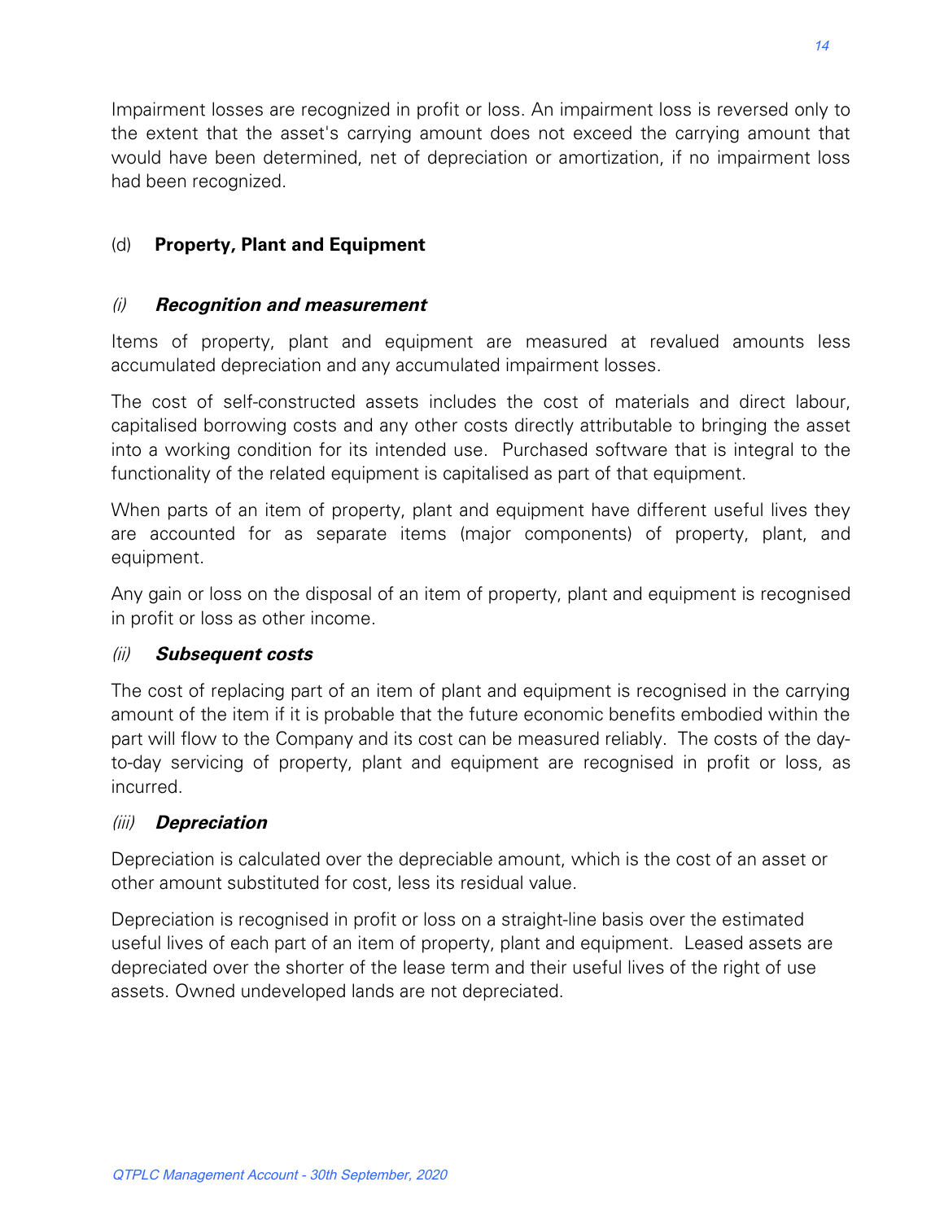Impairment losses are recognized in profit or loss. An impairment loss is reversed only to the extent that the asset's carrying amount does not exceed the carrying amount that would have been determined, net of depreciation or amortization, if no impairment loss had been recognized.

### (d) **Property, Plant and Equipment**

#### *(i)* ***Recognition and measurement***

Items of property, plant and equipment are measured at revalued amounts less accumulated depreciation and any accumulated impairment losses.

The cost of self-constructed assets includes the cost of materials and direct labour, capitalised borrowing costs and any other costs directly attributable to bringing the asset into a working condition for its intended use. Purchased software that is integral to the functionality of the related equipment is capitalised as part of that equipment.

When parts of an item of property, plant and equipment have different useful lives they are accounted for as separate items (major components) of property, plant, and equipment.

Any gain or loss on the disposal of an item of property, plant and equipment is recognised in profit or loss as other income.

#### *(ii)* ***Subsequent costs***

The cost of replacing part of an item of plant and equipment is recognised in the carrying amount of the item if it is probable that the future economic benefits embodied within the part will flow to the Company and its cost can be measured reliably. The costs of the day-to-day servicing of property, plant and equipment are recognised in profit or loss, as incurred.

#### *(iii)* ***Depreciation***

Depreciation is calculated over the depreciable amount, which is the cost of an asset or other amount substituted for cost, less its residual value.

Depreciation is recognised in profit or loss on a straight-line basis over the estimated useful lives of each part of an item of property, plant and equipment. Leased assets are depreciated over the shorter of the lease term and their useful lives of the right of use assets. Owned undeveloped lands are not depreciated.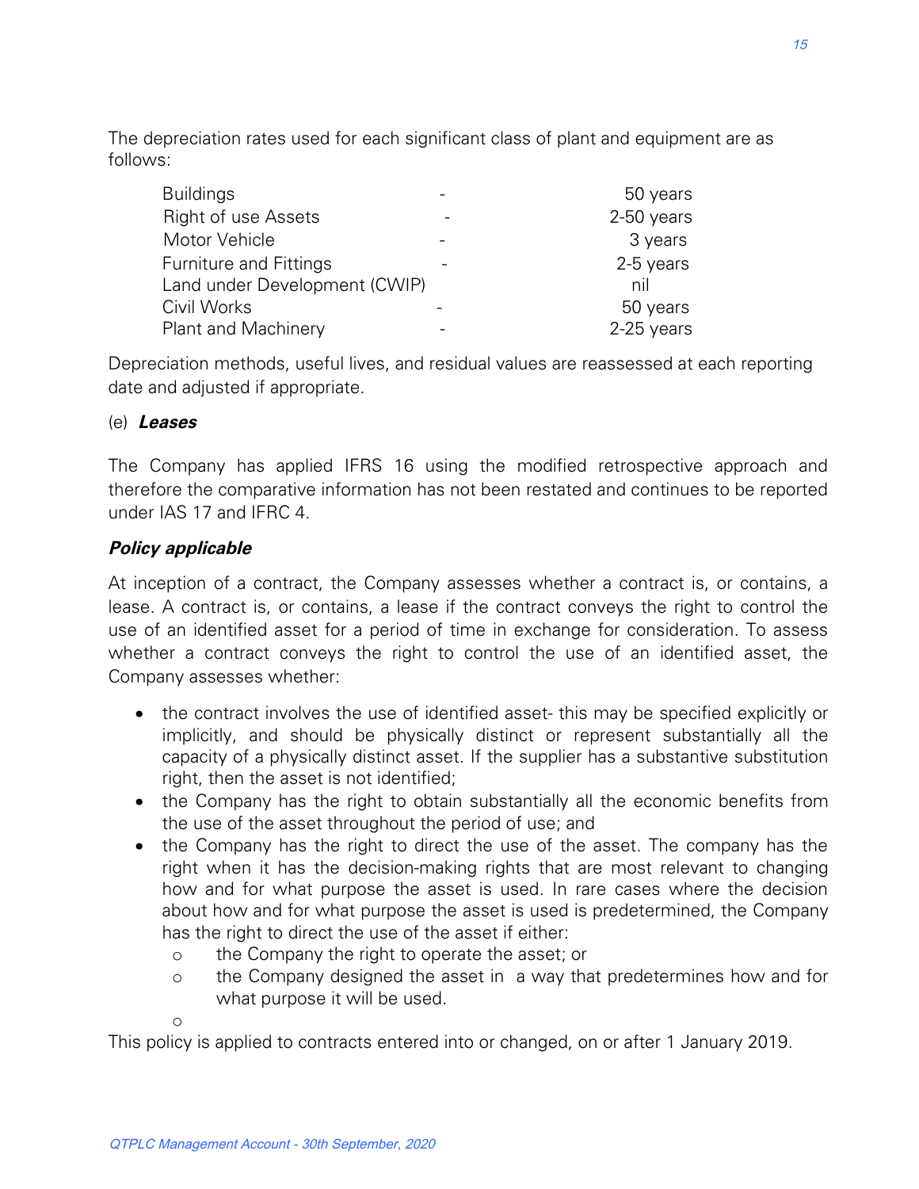The depreciation rates used for each significant class of plant and equipment are as follows:

| | | |
|---|---|---|
| Buildings | - | 50 years |
| Right of use Assets | - | 2-50 years |
| Motor Vehicle | - | 3 years |
| Furniture and Fittings | - | 2-5 years |
| Land under Development (CWIP) | | nil |
| Civil Works | - | 50 years |
| Plant and Machinery | - | 2-25 years |

Depreciation methods, useful lives, and residual values are reassessed at each reporting date and adjusted if appropriate.

(e) ***Leases***

The Company has applied IFRS 16 using the modified retrospective approach and therefore the comparative information has not been restated and continues to be reported under IAS 17 and IFRC 4.

***Policy applicable***

At inception of a contract, the Company assesses whether a contract is, or contains, a lease. A contract is, or contains, a lease if the contract conveys the right to control the use of an identified asset for a period of time in exchange for consideration. To assess whether a contract conveys the right to control the use of an identified asset, the Company assesses whether:

- the contract involves the use of identified asset- this may be specified explicitly or implicitly, and should be physically distinct or represent substantially all the capacity of a physically distinct asset. If the supplier has a substantive substitution right, then the asset is not identified;
- the Company has the right to obtain substantially all the economic benefits from the use of the asset throughout the period of use; and
- the Company has the right to direct the use of the asset. The company has the right when it has the decision-making rights that are most relevant to changing how and for what purpose the asset is used. In rare cases where the decision about how and for what purpose the asset is used is predetermined, the Company has the right to direct the use of the asset if either:
  - the Company the right to operate the asset; or
  - the Company designed the asset in a way that predetermines how and for what purpose it will be used.

This policy is applied to contracts entered into or changed, on or after 1 January 2019.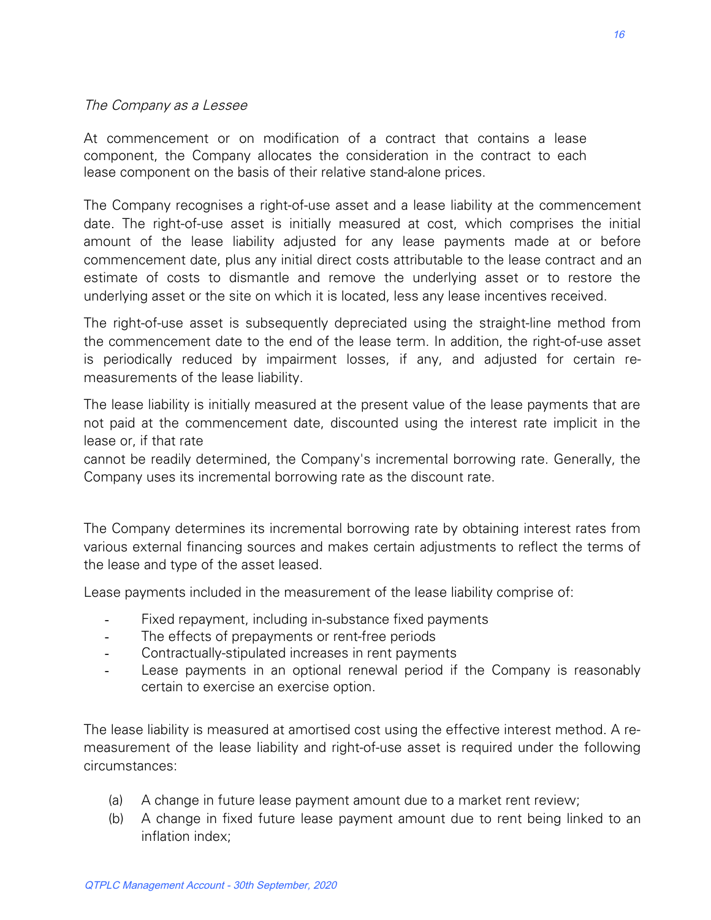*The Company as a Lessee*

At commencement or on modification of a contract that contains a lease component, the Company allocates the consideration in the contract to each lease component on the basis of their relative stand-alone prices.

The Company recognises a right-of-use asset and a lease liability at the commencement date. The right-of-use asset is initially measured at cost, which comprises the initial amount of the lease liability adjusted for any lease payments made at or before commencement date, plus any initial direct costs attributable to the lease contract and an estimate of costs to dismantle and remove the underlying asset or to restore the underlying asset or the site on which it is located, less any lease incentives received.

The right-of-use asset is subsequently depreciated using the straight-line method from the commencement date to the end of the lease term. In addition, the right-of-use asset is periodically reduced by impairment losses, if any, and adjusted for certain re-measurements of the lease liability.

The lease liability is initially measured at the present value of the lease payments that are not paid at the commencement date, discounted using the interest rate implicit in the lease or, if that rate cannot be readily determined, the Company's incremental borrowing rate. Generally, the Company uses its incremental borrowing rate as the discount rate.

The Company determines its incremental borrowing rate by obtaining interest rates from various external financing sources and makes certain adjustments to reflect the terms of the lease and type of the asset leased.

Lease payments included in the measurement of the lease liability comprise of:

- Fixed repayment, including in-substance fixed payments
- The effects of prepayments or rent-free periods
- Contractually-stipulated increases in rent payments
- Lease payments in an optional renewal period if the Company is reasonably certain to exercise an exercise option.

The lease liability is measured at amortised cost using the effective interest method. A re-measurement of the lease liability and right-of-use asset is required under the following circumstances:

(a) A change in future lease payment amount due to a market rent review;
(b) A change in fixed future lease payment amount due to rent being linked to an inflation index;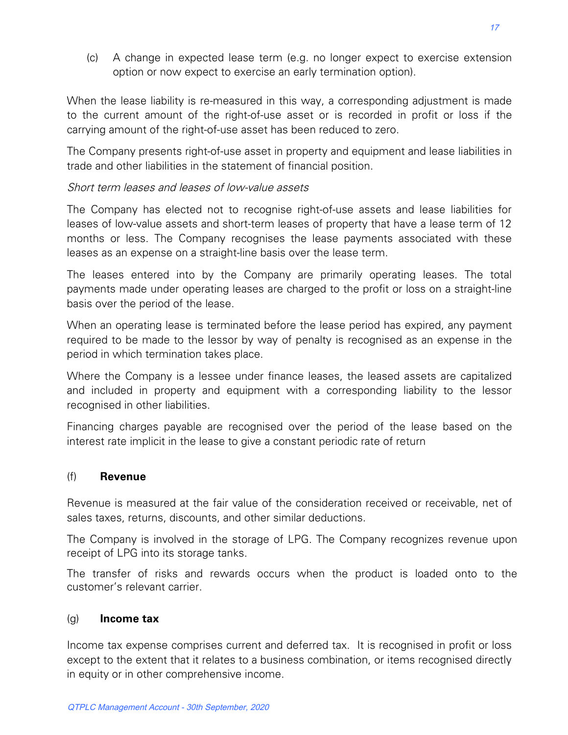(c) A change in expected lease term (e.g. no longer expect to exercise extension option or now expect to exercise an early termination option).

When the lease liability is re-measured in this way, a corresponding adjustment is made to the current amount of the right-of-use asset or is recorded in profit or loss if the carrying amount of the right-of-use asset has been reduced to zero.

The Company presents right-of-use asset in property and equipment and lease liabilities in trade and other liabilities in the statement of financial position.

*Short term leases and leases of low-value assets*

The Company has elected not to recognise right-of-use assets and lease liabilities for leases of low-value assets and short-term leases of property that have a lease term of 12 months or less. The Company recognises the lease payments associated with these leases as an expense on a straight-line basis over the lease term.

The leases entered into by the Company are primarily operating leases. The total payments made under operating leases are charged to the profit or loss on a straight-line basis over the period of the lease.

When an operating lease is terminated before the lease period has expired, any payment required to be made to the lessor by way of penalty is recognised as an expense in the period in which termination takes place.

Where the Company is a lessee under finance leases, the leased assets are capitalized and included in property and equipment with a corresponding liability to the lessor recognised in other liabilities.

Financing charges payable are recognised over the period of the lease based on the interest rate implicit in the lease to give a constant periodic rate of return

## (f) **Revenue**

Revenue is measured at the fair value of the consideration received or receivable, net of sales taxes, returns, discounts, and other similar deductions.

The Company is involved in the storage of LPG. The Company recognizes revenue upon receipt of LPG into its storage tanks.

The transfer of risks and rewards occurs when the product is loaded onto to the customer's relevant carrier.

## (g) **Income tax**

Income tax expense comprises current and deferred tax. It is recognised in profit or loss except to the extent that it relates to a business combination, or items recognised directly in equity or in other comprehensive income.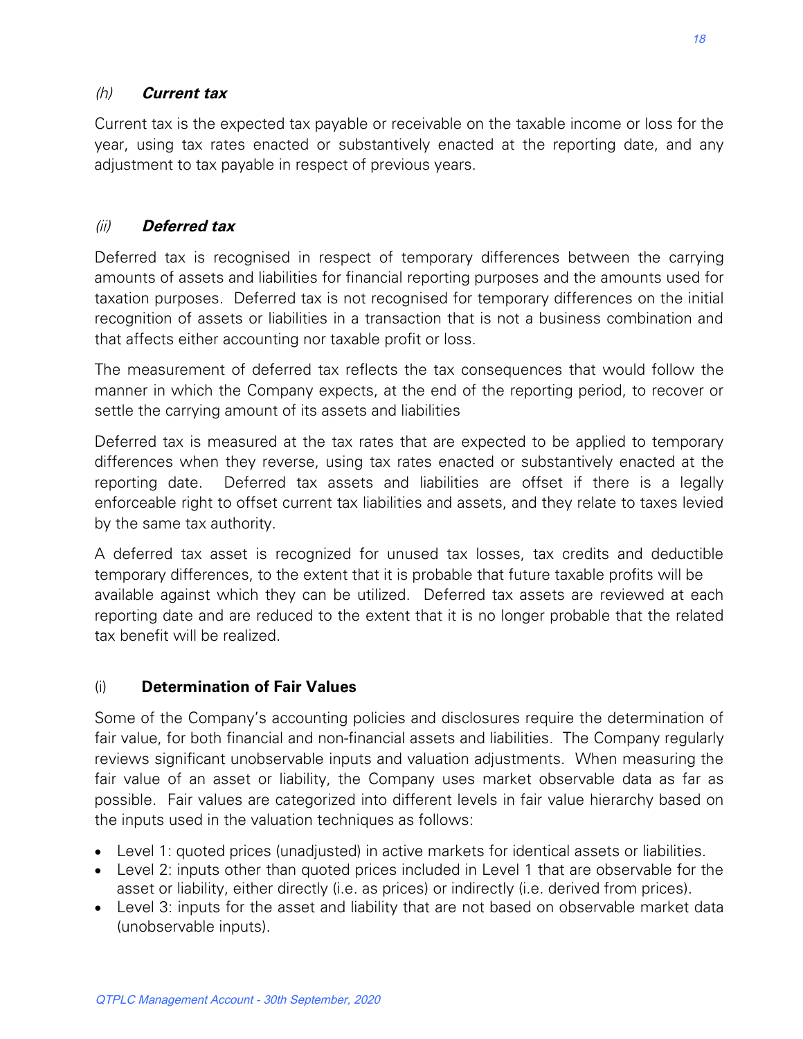### *(h)* ***Current tax***

Current tax is the expected tax payable or receivable on the taxable income or loss for the year, using tax rates enacted or substantively enacted at the reporting date, and any adjustment to tax payable in respect of previous years.

### *(ii)* ***Deferred tax***

Deferred tax is recognised in respect of temporary differences between the carrying amounts of assets and liabilities for financial reporting purposes and the amounts used for taxation purposes. Deferred tax is not recognised for temporary differences on the initial recognition of assets or liabilities in a transaction that is not a business combination and that affects either accounting nor taxable profit or loss.

The measurement of deferred tax reflects the tax consequences that would follow the manner in which the Company expects, at the end of the reporting period, to recover or settle the carrying amount of its assets and liabilities

Deferred tax is measured at the tax rates that are expected to be applied to temporary differences when they reverse, using tax rates enacted or substantively enacted at the reporting date. Deferred tax assets and liabilities are offset if there is a legally enforceable right to offset current tax liabilities and assets, and they relate to taxes levied by the same tax authority.

A deferred tax asset is recognized for unused tax losses, tax credits and deductible temporary differences, to the extent that it is probable that future taxable profits will be available against which they can be utilized. Deferred tax assets are reviewed at each reporting date and are reduced to the extent that it is no longer probable that the related tax benefit will be realized.

### (i) **Determination of Fair Values**

Some of the Company's accounting policies and disclosures require the determination of fair value, for both financial and non-financial assets and liabilities. The Company regularly reviews significant unobservable inputs and valuation adjustments. When measuring the fair value of an asset or liability, the Company uses market observable data as far as possible. Fair values are categorized into different levels in fair value hierarchy based on the inputs used in the valuation techniques as follows:

- Level 1: quoted prices (unadjusted) in active markets for identical assets or liabilities.
- Level 2: inputs other than quoted prices included in Level 1 that are observable for the asset or liability, either directly (i.e. as prices) or indirectly (i.e. derived from prices).
- Level 3: inputs for the asset and liability that are not based on observable market data (unobservable inputs).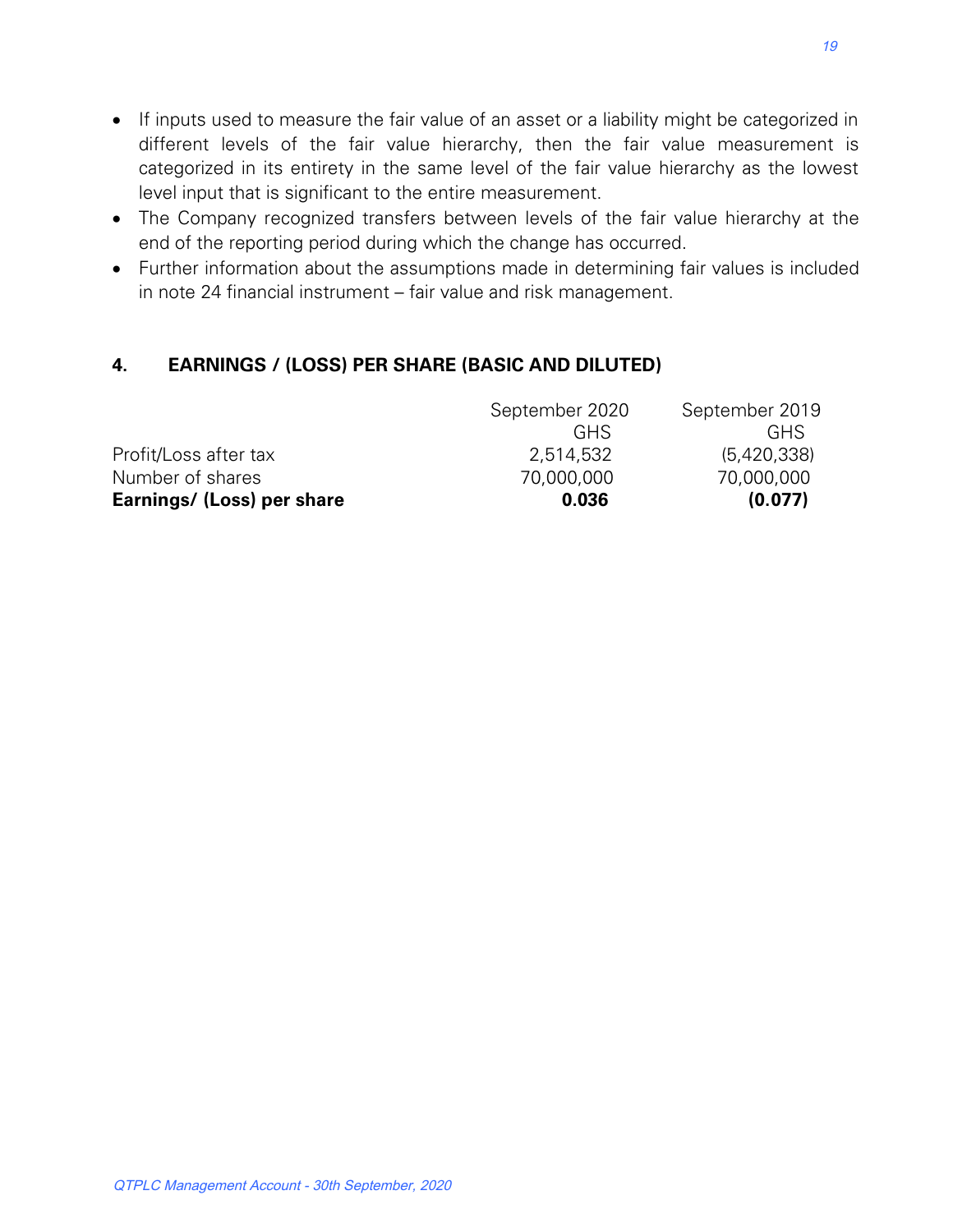- If inputs used to measure the fair value of an asset or a liability might be categorized in different levels of the fair value hierarchy, then the fair value measurement is categorized in its entirety in the same level of the fair value hierarchy as the lowest level input that is significant to the entire measurement.
- The Company recognized transfers between levels of the fair value hierarchy at the end of the reporting period during which the change has occurred.
- Further information about the assumptions made in determining fair values is included in note 24 financial instrument – fair value and risk management.

## 4. EARNINGS / (LOSS) PER SHARE (BASIC AND DILUTED)

| | September 2020 | September 2019 |
|---|---|---|
| | GHS | GHS |
| Profit/Loss after tax | 2,514,532 | (5,420,338) |
| Number of shares | 70,000,000 | 70,000,000 |
| **Earnings/ (Loss) per share** | **0.036** | **(0.077)** |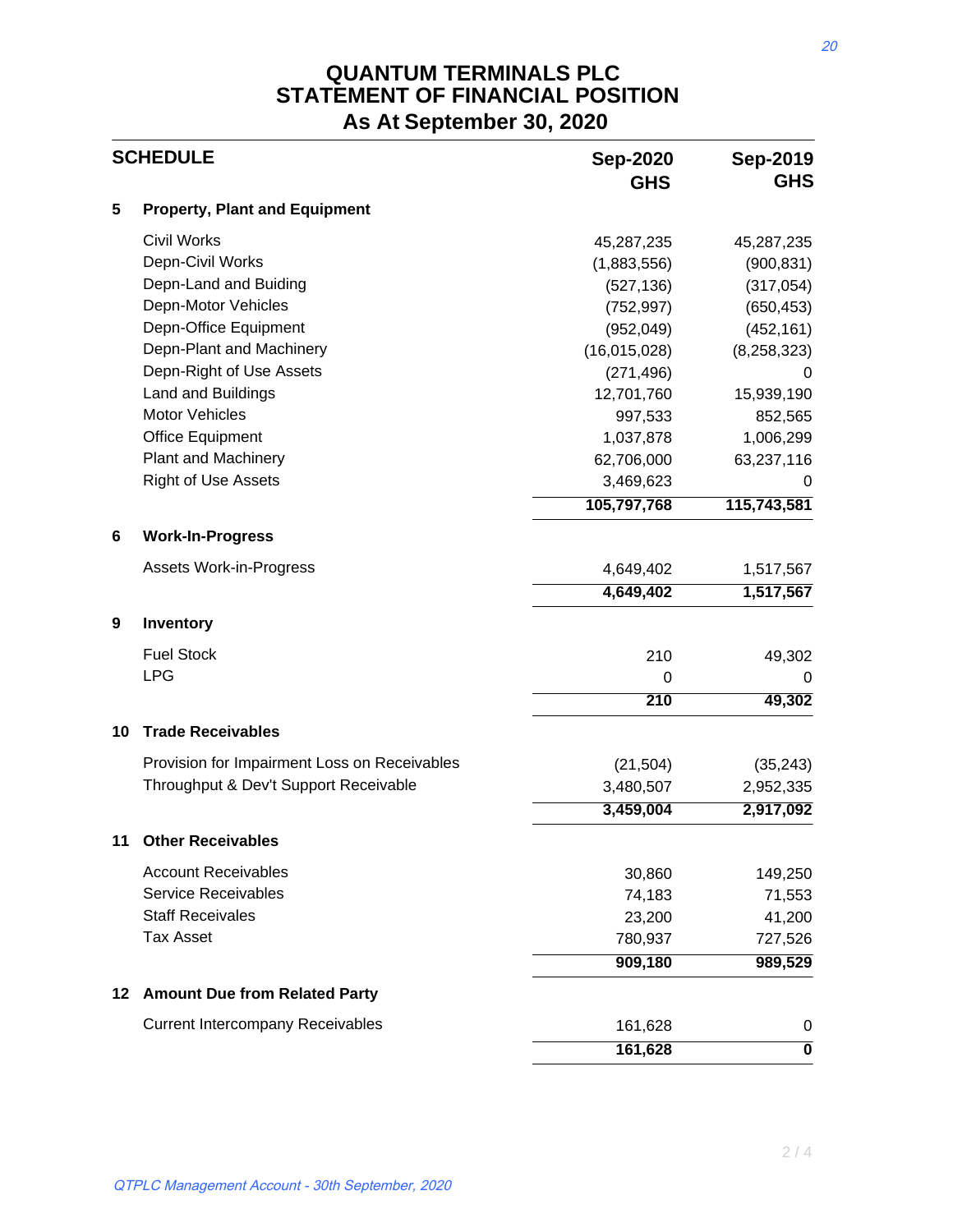# QUANTUM TERMINALS PLC
# STATEMENT OF FINANCIAL POSITION
## As At September 30, 2020

| SCHEDULE | | Sep-2020 GHS | Sep-2019 GHS |
|---|---|---|---|
| **5** | **Property, Plant and Equipment** | | |
| | Civil Works | 45,287,235 | 45,287,235 |
| | Depn-Civil Works | (1,883,556) | (900,831) |
| | Depn-Land and Buiding | (527,136) | (317,054) |
| | Depn-Motor Vehicles | (752,997) | (650,453) |
| | Depn-Office Equipment | (952,049) | (452,161) |
| | Depn-Plant and Machinery | (16,015,028) | (8,258,323) |
| | Depn-Right of Use Assets | (271,496) | 0 |
| | Land and Buildings | 12,701,760 | 15,939,190 |
| | Motor Vehicles | 997,533 | 852,565 |
| | Office Equipment | 1,037,878 | 1,006,299 |
| | Plant and Machinery | 62,706,000 | 63,237,116 |
| | Right of Use Assets | 3,469,623 | 0 |
| | | **105,797,768** | **115,743,581** |
| **6** | **Work-In-Progress** | | |
| | Assets Work-in-Progress | 4,649,402 | 1,517,567 |
| | | **4,649,402** | **1,517,567** |
| **9** | **Inventory** | | |
| | Fuel Stock | 210 | 49,302 |
| | LPG | 0 | 0 |
| | | **210** | **49,302** |
| **10** | **Trade Receivables** | | |
| | Provision for Impairment Loss on Receivables | (21,504) | (35,243) |
| | Throughput & Dev't Support Receivable | 3,480,507 | 2,952,335 |
| | | **3,459,004** | **2,917,092** |
| **11** | **Other Receivables** | | |
| | Account Receivables | 30,860 | 149,250 |
| | Service Receivables | 74,183 | 71,553 |
| | Staff Receivables | 23,200 | 41,200 |
| | Tax Asset | 780,937 | 727,526 |
| | | **909,180** | **989,529** |
| **12** | **Amount Due from Related Party** | | |
| | Current Intercompany Receivables | 161,628 | 0 |
| | | **161,628** | **0** |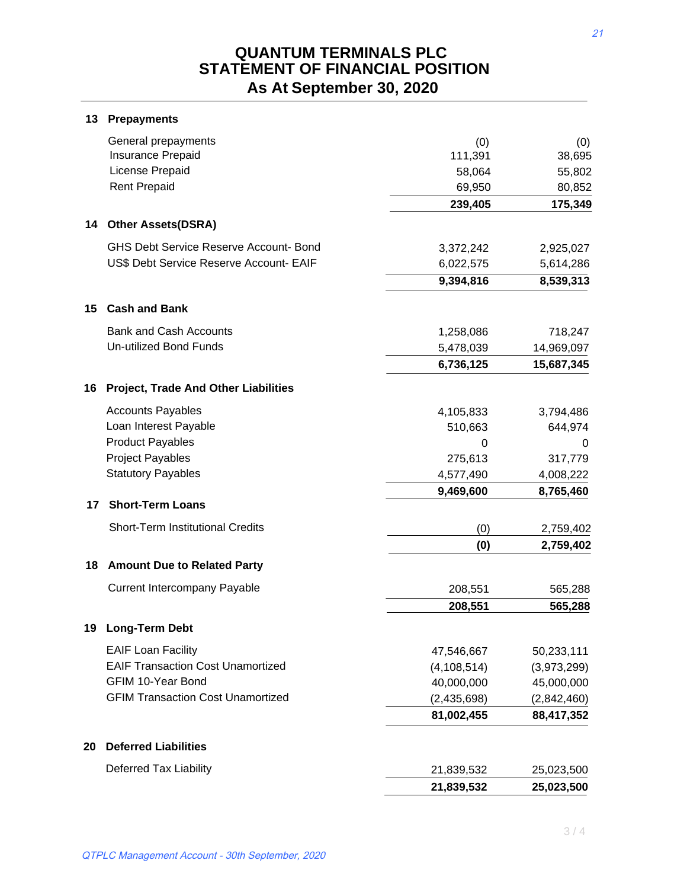# QUANTUM TERMINALS PLC
## STATEMENT OF FINANCIAL POSITION
## As At September 30, 2020

### 13 Prepayments

| | | |
|---|---|---|
| General prepayments | (0) | (0) |
| Insurance Prepaid | 111,391 | 38,695 |
| License Prepaid | 58,064 | 55,802 |
| Rent Prepaid | 69,950 | 80,852 |
| | **239,405** | **175,349** |

### 14 Other Assets(DSRA)

| | | |
|---|---|---|
| GHS Debt Service Reserve Account- Bond | 3,372,242 | 2,925,027 |
| US$ Debt Service Reserve Account- EAIF | 6,022,575 | 5,614,286 |
| | **9,394,816** | **8,539,313** |

### 15 Cash and Bank

| | | |
|---|---|---|
| Bank and Cash Accounts | 1,258,086 | 718,247 |
| Un-utilized Bond Funds | 5,478,039 | 14,969,097 |
| | **6,736,125** | **15,687,345** |

### 16 Project, Trade And Other Liabilities

| | | |
|---|---|---|
| Accounts Payables | 4,105,833 | 3,794,486 |
| Loan Interest Payable | 510,663 | 644,974 |
| Product Payables | 0 | 0 |
| Project Payables | 275,613 | 317,779 |
| Statutory Payables | 4,577,490 | 4,008,222 |
| | **9,469,600** | **8,765,460** |

### 17 Short-Term Loans

| | | |
|---|---|---|
| Short-Term Institutional Credits | (0) | 2,759,402 |
| | **(0)** | **2,759,402** |

### 18 Amount Due to Related Party

| | | |
|---|---|---|
| Current Intercompany Payable | 208,551 | 565,288 |
| | **208,551** | **565,288** |

### 19 Long-Term Debt

| | | |
|---|---|---|
| EAIF Loan Facility | 47,546,667 | 50,233,111 |
| EAIF Transaction Cost Unamortized | (4,108,514) | (3,973,299) |
| GFIM 10-Year Bond | 40,000,000 | 45,000,000 |
| GFIM Transaction Cost Unamortized | (2,435,698) | (2,842,460) |
| | **81,002,455** | **88,417,352** |

### 20 Deferred Liabilities

| | | |
|---|---|---|
| Deferred Tax Liability | 21,839,532 | 25,023,500 |
| | **21,839,532** | **25,023,500** |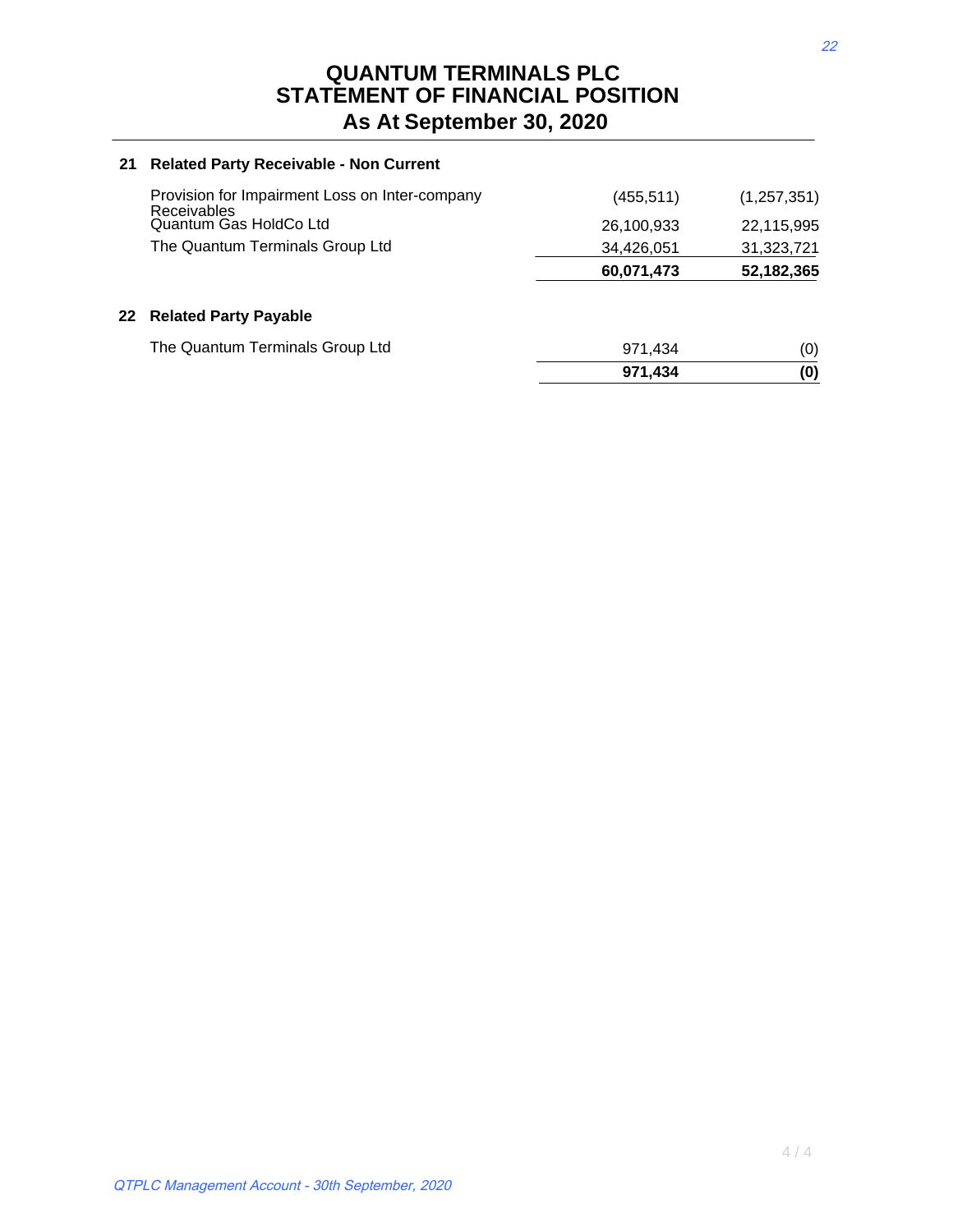# QUANTUM TERMINALS PLC
# STATEMENT OF FINANCIAL POSITION
## As At September 30, 2020

### 21 Related Party Receivable - Non Current

| | | |
|---|---:|---:|
| Provision for Impairment Loss on Inter-company Receivables | (455,511) | (1,257,351) |
| Quantum Gas HoldCo Ltd | 26,100,933 | 22,115,995 |
| The Quantum Terminals Group Ltd | 34,426,051 | 31,323,721 |
| | **60,071,473** | **52,182,365** |

### 22 Related Party Payable

| | | |
|---|---:|---:|
| The Quantum Terminals Group Ltd | 971,434 | (0) |
| | **971,434** | **(0)** |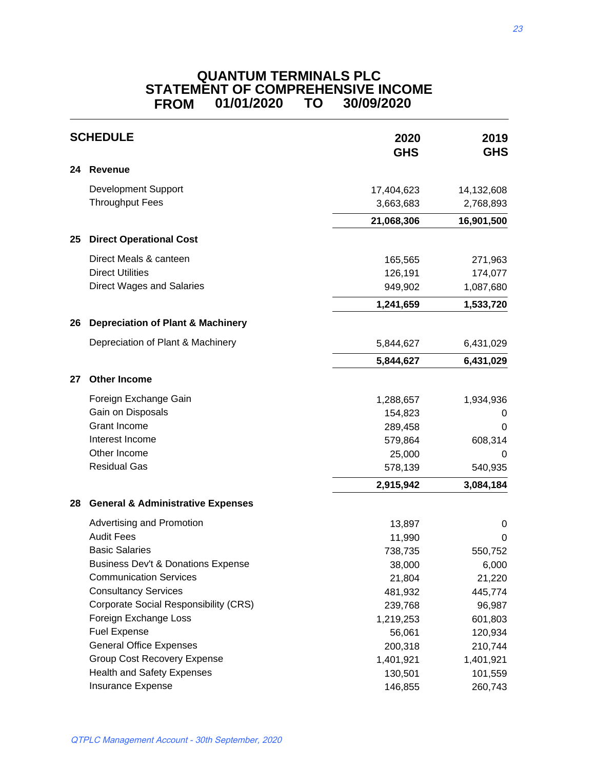# QUANTUM TERMINALS PLC
## STATEMENT OF COMPREHENSIVE INCOME
## FROM 01/01/2020 TO 30/09/2020

| SCHEDULE | | 2020 GHS | 2019 GHS |
|---|---|---|---|
| **24** | **Revenue** | | |
| | Development Support | 17,404,623 | 14,132,608 |
| | Throughput Fees | 3,663,683 | 2,768,893 |
| | | **21,068,306** | **16,901,500** |
| **25** | **Direct Operational Cost** | | |
| | Direct Meals & canteen | 165,565 | 271,963 |
| | Direct Utilities | 126,191 | 174,077 |
| | Direct Wages and Salaries | 949,902 | 1,087,680 |
| | | **1,241,659** | **1,533,720** |
| **26** | **Depreciation of Plant & Machinery** | | |
| | Depreciation of Plant & Machinery | 5,844,627 | 6,431,029 |
| | | **5,844,627** | **6,431,029** |
| **27** | **Other Income** | | |
| | Foreign Exchange Gain | 1,288,657 | 1,934,936 |
| | Gain on Disposals | 154,823 | 0 |
| | Grant Income | 289,458 | 0 |
| | Interest Income | 579,864 | 608,314 |
| | Other Income | 25,000 | 0 |
| | Residual Gas | 578,139 | 540,935 |
| | | **2,915,942** | **3,084,184** |
| **28** | **General & Administrative Expenses** | | |
| | Advertising and Promotion | 13,897 | 0 |
| | Audit Fees | 11,990 | 0 |
| | Basic Salaries | 738,735 | 550,752 |
| | Business Dev't & Donations Expense | 38,000 | 6,000 |
| | Communication Services | 21,804 | 21,220 |
| | Consultancy Services | 481,932 | 445,774 |
| | Corporate Social Responsibility (CRS) | 239,768 | 96,987 |
| | Foreign Exchange Loss | 1,219,253 | 601,803 |
| | Fuel Expense | 56,061 | 120,934 |
| | General Office Expenses | 200,318 | 210,744 |
| | Group Cost Recovery Expense | 1,401,921 | 1,401,921 |
| | Health and Safety Expenses | 130,501 | 101,559 |
| | Insurance Expense | 146,855 | 260,743 |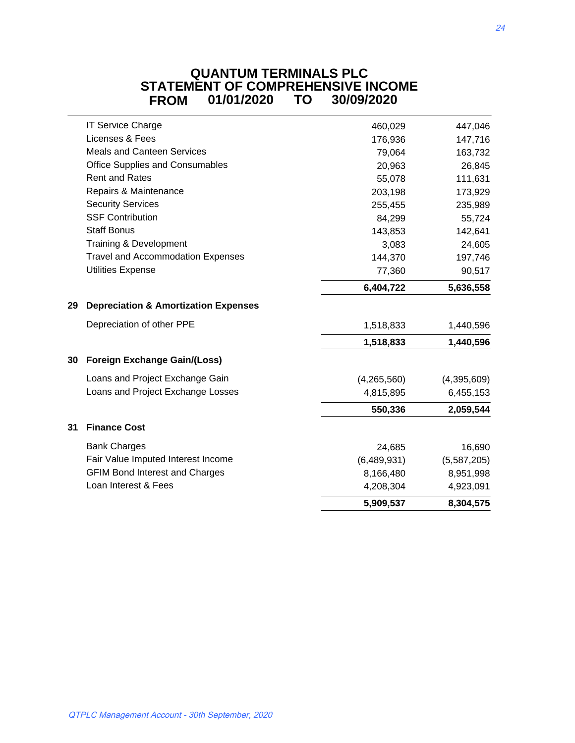# QUANTUM TERMINALS PLC
## STATEMENT OF COMPREHENSIVE INCOME
## FROM 01/01/2020 TO 30/09/2020

| | | | |
|---|---|---|---|
| | IT Service Charge | 460,029 | 447,046 |
| | Licenses & Fees | 176,936 | 147,716 |
| | Meals and Canteen Services | 79,064 | 163,732 |
| | Office Supplies and Consumables | 20,963 | 26,845 |
| | Rent and Rates | 55,078 | 111,631 |
| | Repairs & Maintenance | 203,198 | 173,929 |
| | Security Services | 255,455 | 235,989 |
| | SSF Contribution | 84,299 | 55,724 |
| | Staff Bonus | 143,853 | 142,641 |
| | Training & Development | 3,083 | 24,605 |
| | Travel and Accommodation Expenses | 144,370 | 197,746 |
| | Utilities Expense | 77,360 | 90,517 |
| | | **6,404,722** | **5,636,558** |
| **29** | **Depreciation & Amortization Expenses** | | |
| | Depreciation of other PPE | 1,518,833 | 1,440,596 |
| | | **1,518,833** | **1,440,596** |
| **30** | **Foreign Exchange Gain/(Loss)** | | |
| | Loans and Project Exchange Gain | (4,265,560) | (4,395,609) |
| | Loans and Project Exchange Losses | 4,815,895 | 6,455,153 |
| | | **550,336** | **2,059,544** |
| **31** | **Finance Cost** | | |
| | Bank Charges | 24,685 | 16,690 |
| | Fair Value Imputed Interest Income | (6,489,931) | (5,587,205) |
| | GFIM Bond Interest and Charges | 8,166,480 | 8,951,998 |
| | Loan Interest & Fees | 4,208,304 | 4,923,091 |
| | | **5,909,537** | **8,304,575** |